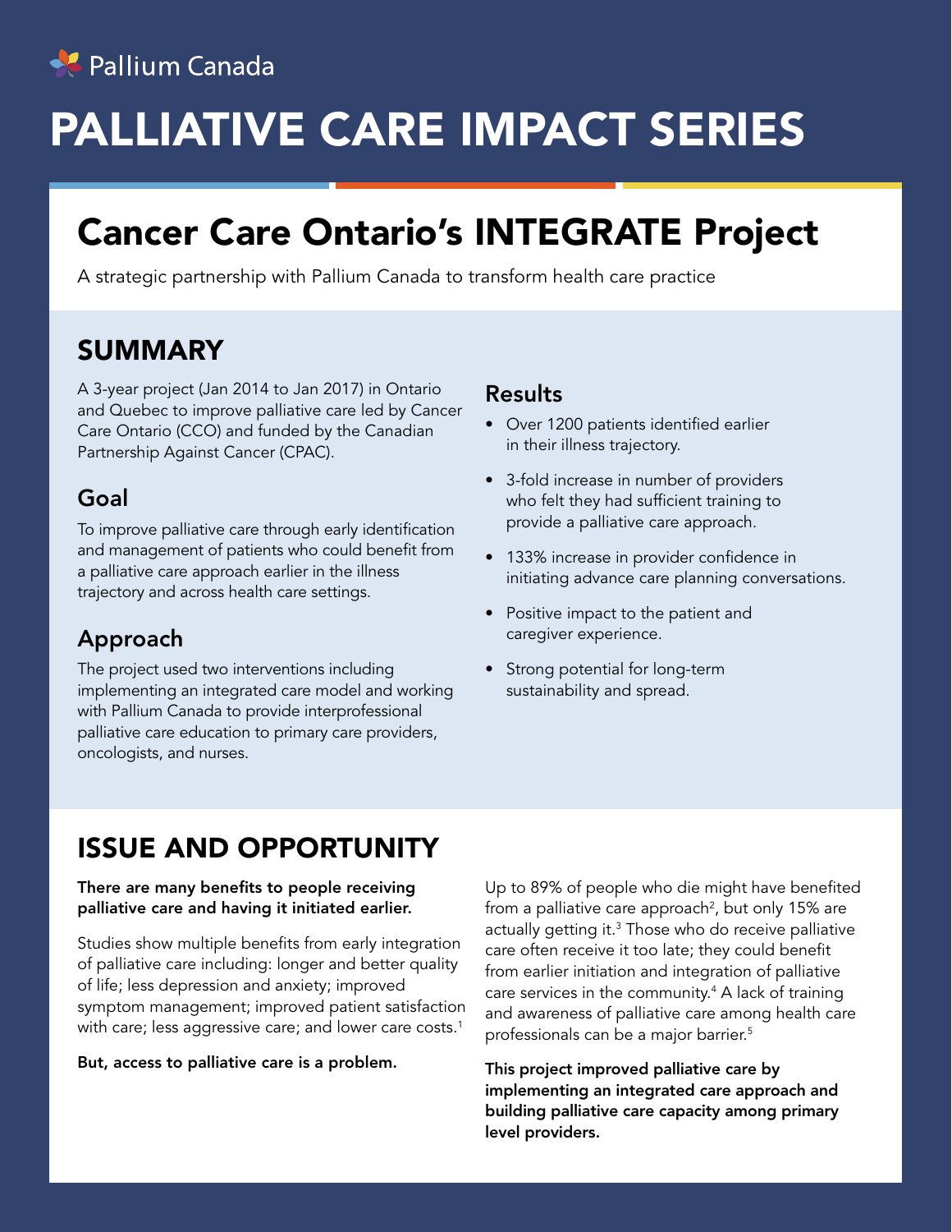Pallium Canada

# PALLIATIVE CARE IMPACT SERIES

## Cancer Care Ontario's INTEGRATE Project

A strategic partnership with Pallium Canada to transform health care practice

## SUMMARY

A 3-year project (Jan 2014 to Jan 2017) in Ontario and Quebec to improve palliative care led by Cancer Care Ontario (CCO) and funded by the Canadian Partnership Against Cancer (CPAC).

### Goal

To improve palliative care through early identification and management of patients who could benefit from a palliative care approach earlier in the illness trajectory and across health care settings.

### Approach

The project used two interventions including implementing an integrated care model and working with Pallium Canada to provide interprofessional palliative care education to primary care providers, oncologists, and nurses.

### Results

- Over 1200 patients identified earlier in their illness trajectory.
- 3-fold increase in number of providers who felt they had sufficient training to provide a palliative care approach.
- 133% increase in provider confidence in initiating advance care planning conversations.
- Positive impact to the patient and caregiver experience.
- Strong potential for long-term sustainability and spread.

## ISSUE AND OPPORTUNITY

**There are many benefits to people receiving palliative care and having it initiated earlier.**

Studies show multiple benefits from early integration of palliative care including: longer and better quality of life; less depression and anxiety; improved symptom management; improved patient satisfaction with care; less aggressive care; and lower care costs.[1]

**But, access to palliative care is a problem.**

Up to 89% of people who die might have benefited from a palliative care approach[2], but only 15% are actually getting it.[3] Those who do receive palliative care often receive it too late; they could benefit from earlier initiation and integration of palliative care services in the community.[4] A lack of training and awareness of palliative care among health care professionals can be a major barrier.[5]

**This project improved palliative care by implementing an integrated care approach and building palliative care capacity among primary level providers.**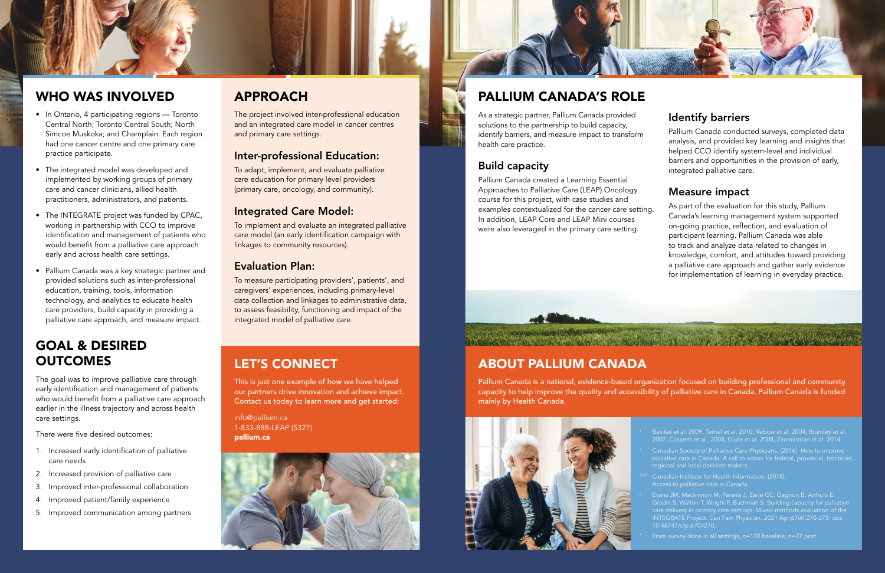## WHO WAS INVOLVED

- In Ontario, 4 participating regions — Toronto Central North; Toronto Central South; North Simcoe Muskoka; and Champlain. Each region had one cancer centre and one primary care practice participate.
- The integrated model was developed and implemented by working groups of primary care and cancer clinicians, allied health practitioners, administrators, and patients.
- The INTEGRATE project was funded by CPAC, working in partnership with CCO to improve identification and management of patients who would benefit from a palliative care approach early and across health care settings.
- Pallium Canada was a key strategic partner and provided solutions such as inter-professional education, training, tools, information technology, and analytics to educate health care providers, build capacity in providing a palliative care approach, and measure impact.

## GOAL & DESIRED OUTCOMES

The goal was to improve palliative care through early identification and management of patients who would benefit from a palliative care approach earlier in the illness trajectory and across health care settings.

There were five desired outcomes:

1. Increased early identification of palliative care needs
2. Increased provision of palliative care
3. Improved inter-professional collaboration
4. Improved patient/family experience
5. Improved communication among partners

## APPROACH

The project involved inter-professional education and an integrated care model in cancer centres and primary care settings.

### Inter-professional Education:

To adapt, implement, and evaluate palliative care education for primary level providers (primary care, oncology, and community).

### Integrated Care Model:

To implement and evaluate an integrated palliative care model (an early identification campaign with linkages to community resources).

### Evaluation Plan:

To measure participating providers', patients', and caregivers' experiences, including primary-level data collection and linkages to administrative data, to assess feasibility, functioning and impact of the integrated model of palliative care.

## LET'S CONNECT

This is just one example of how we have helped our partners drive innovation and achieve impact. Contact us today to learn more and get started:

info@pallium.ca
1-833-888-LEAP (5327)
**pallium.ca**

## PALLIUM CANADA'S ROLE

As a strategic partner, Pallium Canada provided solutions to the partnership to build capacity, identify barriers, and measure impact to transform health care practice.

### Build capacity

Pallium Canada created a Learning Essential Approaches to Palliative Care (LEAP) Oncology course for this project, with case studies and examples contextualized for the cancer care setting. In addition, LEAP Core and LEAP Mini courses were also leveraged in the primary care setting.

### Identify barriers

Pallium Canada conducted surveys, completed data analysis, and provided key learning and insights that helped CCO identify system-level and individual barriers and opportunities in the provision of early, integrated palliative care.

### Measure impact

As part of the evaluation for this study, Pallium Canada's learning management system supported on-going practice, reflection, and evaluation of participant learning. Pallium Canada was able to track and analyze data related to changes in knowledge, comfort, and attitudes toward providing a palliative care approach and gather early evidence for implementation of learning in everyday practice.

## ABOUT PALLIUM CANADA

Pallium Canada is a national, evidence-based organization focused on building professional and community capacity to help improve the quality and accessibility of palliative care in Canada. Pallium Canada is funded mainly by Health Canada.

[1] Bakitas et al. 2009, Temel et al. 2010, Rabow et al. 2004, Brumley et al. 2007, Casarett et al., 2008, Gade et al. 2008, Zimmerman et al. 2014

[2] Canadian Society of Palliative Care Physicians. (2016). How to improve palliative care in Canada: A call to action for federal, provincial, territorial, regional and local decision-makers.

[3,4,5] Canadian Institute for Health Information. (2018). Access to palliative care in Canada.

[6] Evans JM, Mackinnon M, Pereira J, Earle CC, Gagnon B, Arthurs E, Gradin S, Walton T, Wright F, Buchman S. Building capacity for palliative care delivery in primary care settings: Mixed-methods evaluation of the INTEGRATE Project. Can Fam Physician. 2021 Apr;67(4):270-278. doi: 10.46747/cfp.6704270.

[7] From survey done in all settings, n=139 baseline; n=77 post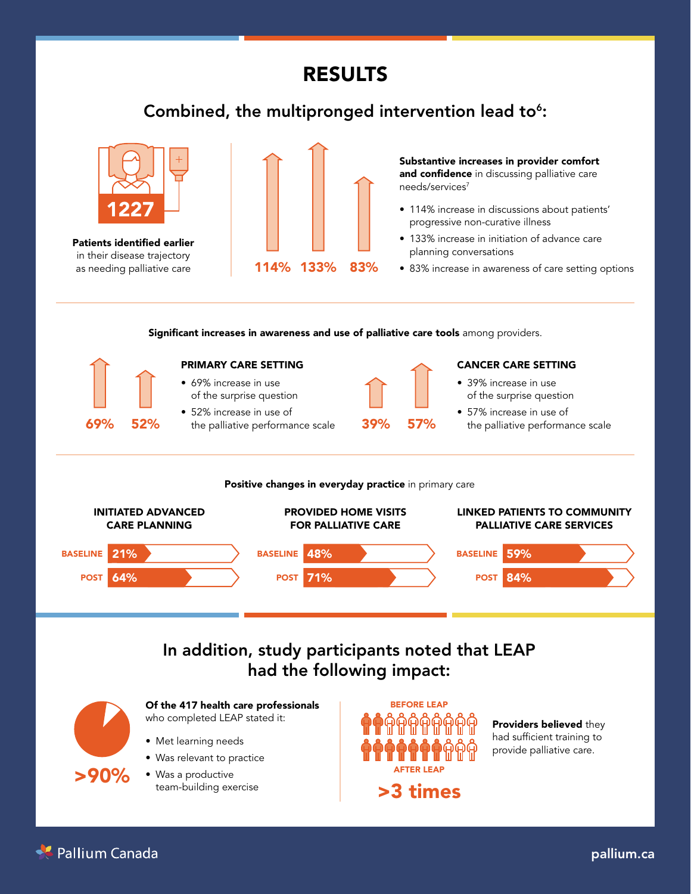# RESULTS

## Combined, the multipronged intervention lead to[6]:

1227

**Patients identified earlier** in their disease trajectory as needing palliative care

114% 133% 83%

**Substantive increases in provider comfort and confidence** in discussing palliative care needs/services[7]

- 114% increase in discussions about patients' progressive non-curative illness
- 133% increase in initiation of advance care planning conversations
- 83% increase in awareness of care setting options

**Significant increases in awareness and use of palliative care tools** among providers.

69% 52%

**PRIMARY CARE SETTING**

- 69% increase in use of the surprise question
- 52% increase in use of the palliative performance scale

39% 57%

**CANCER CARE SETTING**

- 39% increase in use of the surprise question
- 57% increase in use of the palliative performance scale

**Positive changes in everyday practice** in primary care

**INITIATED ADVANCED CARE PLANNING**

BASELINE 21%
POST 64%

**PROVIDED HOME VISITS FOR PALLIATIVE CARE**

BASELINE 48%
POST 71%

**LINKED PATIENTS TO COMMUNITY PALLIATIVE CARE SERVICES**

BASELINE 59%
POST 84%

## In addition, study participants noted that LEAP had the following impact:

>90%

**Of the 417 health care professionals** who completed LEAP stated it:

- Met learning needs
- Was relevant to practice
- Was a productive team-building exercise

BEFORE LEAP

AFTER LEAP

>3 times

**Providers believed** they had sufficient training to provide palliative care.

Pallium Canada

pallium.ca